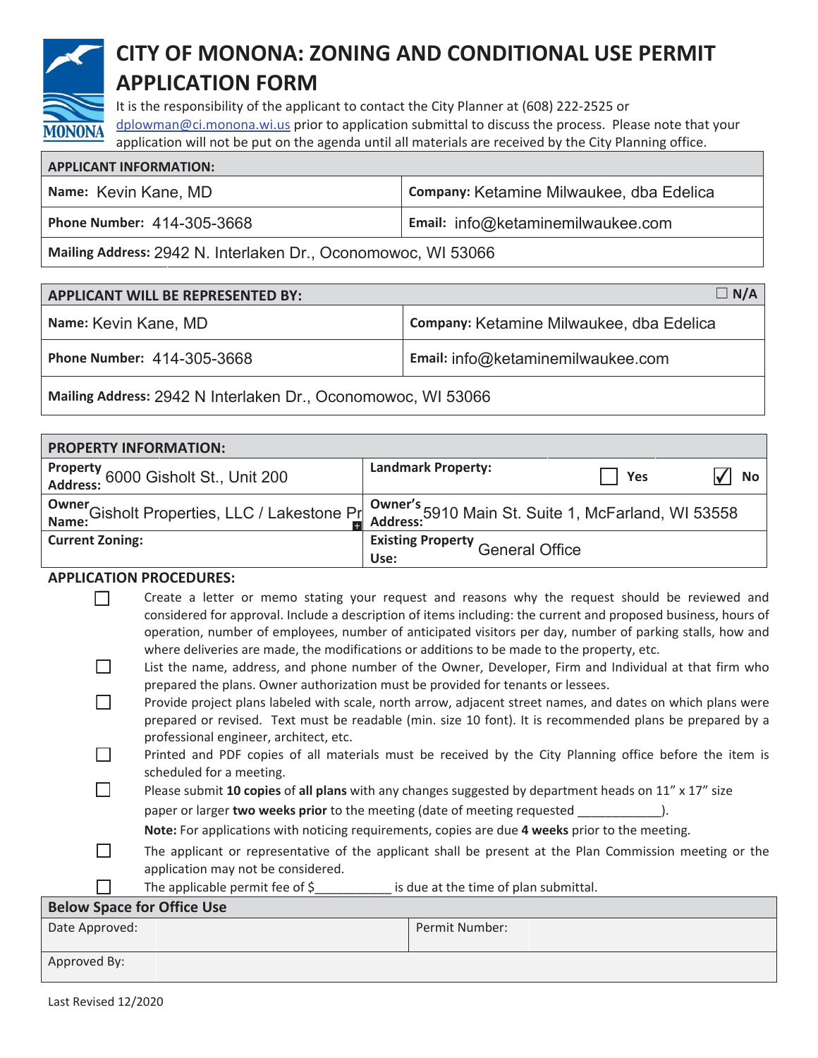# CITY OF MONONA: ZONING AND CONDITIONAL USE PERMIT APPLICATION FORM

It is the responsibility of the applicant to contact the City Planner at (608) 222-2525 or dplowman@ci.monona.wi.us prior to application submittal to discuss the process. Please note that your application will not be put on the agenda until all materials are received by the City Planning office.

| APPLICANT INFORMATION: | |
|---|---|
| **Name:** Kevin Kane, MD | **Company:** Ketamine Milwaukee, dba Edelica |
| **Phone Number:** 414-305-3668 | **Email:** info@ketaminemilwaukee.com |
| **Mailing Address:** 2942 N. Interlaken Dr., Oconomowoc, WI 53066 | |

| APPLICANT WILL BE REPRESENTED BY: | ☐ N/A |
|---|---|
| **Name:** Kevin Kane, MD | **Company:** Ketamine Milwaukee, dba Edelica |
| **Phone Number:** 414-305-3668 | **Email:** info@ketaminemilwaukee.com |
| **Mailing Address:** 2942 N Interlaken Dr., Oconomowoc, WI 53066 | |

| PROPERTY INFORMATION: | |
|---|---|
| **Property Address:** 6000 Gisholt St., Unit 200 | **Landmark Property:** ☐ Yes ☑ No |
| **Owner Name:** Gisholt Properties, LLC / Lakestone Pr | **Owner's Address:** 5910 Main St. Suite 1, McFarland, WI 53558 |
| **Current Zoning:** | **Existing Property Use:** General Office |

## APPLICATION PROCEDURES:

- ☐ Create a letter or memo stating your request and reasons why the request should be reviewed and considered for approval. Include a description of items including: the current and proposed business, hours of operation, number of employees, number of anticipated visitors per day, number of parking stalls, how and where deliveries are made, the modifications or additions to be made to the property, etc.
- ☐ List the name, address, and phone number of the Owner, Developer, Firm and Individual at that firm who prepared the plans. Owner authorization must be provided for tenants or lessees.
- ☐ Provide project plans labeled with scale, north arrow, adjacent street names, and dates on which plans were prepared or revised. Text must be readable (min. size 10 font). It is recommended plans be prepared by a professional engineer, architect, etc.
- ☐ Printed and PDF copies of all materials must be received by the City Planning office before the item is scheduled for a meeting.
- ☐ Please submit **10 copies** of **all plans** with any changes suggested by department heads on 11" x 17" size paper or larger **two weeks prior** to the meeting (date of meeting requested ____________).
  **Note:** For applications with noticing requirements, copies are due **4 weeks** prior to the meeting.
- ☐ The applicant or representative of the applicant shall be present at the Plan Commission meeting or the application may not be considered.
- ☐ The applicable permit fee of $___________ is due at the time of plan submittal.

| Below Space for Office Use | | | |
|---|---|---|---|
| Date Approved: | | Permit Number: | |
| Approved By: | | | |

Last Revised 12/2020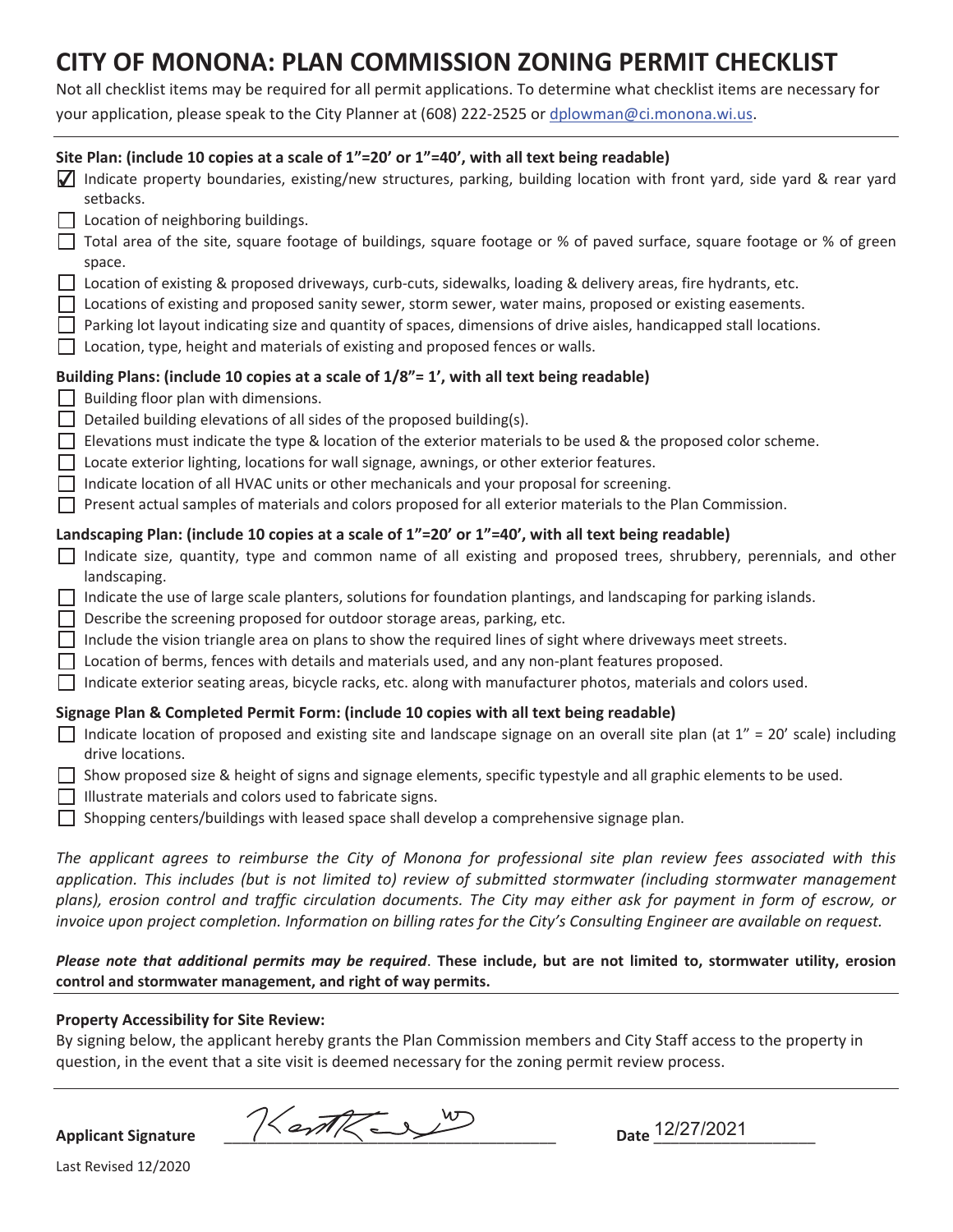# CITY OF MONONA: PLAN COMMISSION ZONING PERMIT CHECKLIST

Not all checklist items may be required for all permit applications. To determine what checklist items are necessary for your application, please speak to the City Planner at (608) 222-2525 or dplowman@ci.monona.wi.us.

---

**Site Plan: (include 10 copies at a scale of 1"=20' or 1"=40', with all text being readable)**

- [x] Indicate property boundaries, existing/new structures, parking, building location with front yard, side yard & rear yard setbacks.
- [ ] Location of neighboring buildings.
- [ ] Total area of the site, square footage of buildings, square footage or % of paved surface, square footage or % of green space.
- [ ] Location of existing & proposed driveways, curb-cuts, sidewalks, loading & delivery areas, fire hydrants, etc.
- [ ] Locations of existing and proposed sanity sewer, storm sewer, water mains, proposed or existing easements.
- [ ] Parking lot layout indicating size and quantity of spaces, dimensions of drive aisles, handicapped stall locations.
- [ ] Location, type, height and materials of existing and proposed fences or walls.

**Building Plans: (include 10 copies at a scale of 1/8"= 1', with all text being readable)**

- [ ] Building floor plan with dimensions.
- [ ] Detailed building elevations of all sides of the proposed building(s).
- [ ] Elevations must indicate the type & location of the exterior materials to be used & the proposed color scheme.
- [ ] Locate exterior lighting, locations for wall signage, awnings, or other exterior features.
- [ ] Indicate location of all HVAC units or other mechanicals and your proposal for screening.
- [ ] Present actual samples of materials and colors proposed for all exterior materials to the Plan Commission.

**Landscaping Plan: (include 10 copies at a scale of 1"=20' or 1"=40', with all text being readable)**

- [ ] Indicate size, quantity, type and common name of all existing and proposed trees, shrubbery, perennials, and other landscaping.
- [ ] Indicate the use of large scale planters, solutions for foundation plantings, and landscaping for parking islands.
- [ ] Describe the screening proposed for outdoor storage areas, parking, etc.
- [ ] Include the vision triangle area on plans to show the required lines of sight where driveways meet streets.
- [ ] Location of berms, fences with details and materials used, and any non-plant features proposed.
- [ ] Indicate exterior seating areas, bicycle racks, etc. along with manufacturer photos, materials and colors used.

**Signage Plan & Completed Permit Form: (include 10 copies with all text being readable)**

- [ ] Indicate location of proposed and existing site and landscape signage on an overall site plan (at 1" = 20' scale) including drive locations.
- [ ] Show proposed size & height of signs and signage elements, specific typestyle and all graphic elements to be used.
- [ ] Illustrate materials and colors used to fabricate signs.
- [ ] Shopping centers/buildings with leased space shall develop a comprehensive signage plan.

*The applicant agrees to reimburse the City of Monona for professional site plan review fees associated with this application. This includes (but is not limited to) review of submitted stormwater (including stormwater management plans), erosion control and traffic circulation documents. The City may either ask for payment in form of escrow, or invoice upon project completion. Information on billing rates for the City's Consulting Engineer are available on request.*

***Please note that additional permits may be required*. These include, but are not limited to, stormwater utility, erosion control and stormwater management, and right of way permits.**

---

**Property Accessibility for Site Review:**

By signing below, the applicant hereby grants the Plan Commission members and City Staff access to the property in question, in the event that a site visit is deemed necessary for the zoning permit review process.

---

**Applicant Signature** [signature] **Date** 12/27/2021

Last Revised 12/2020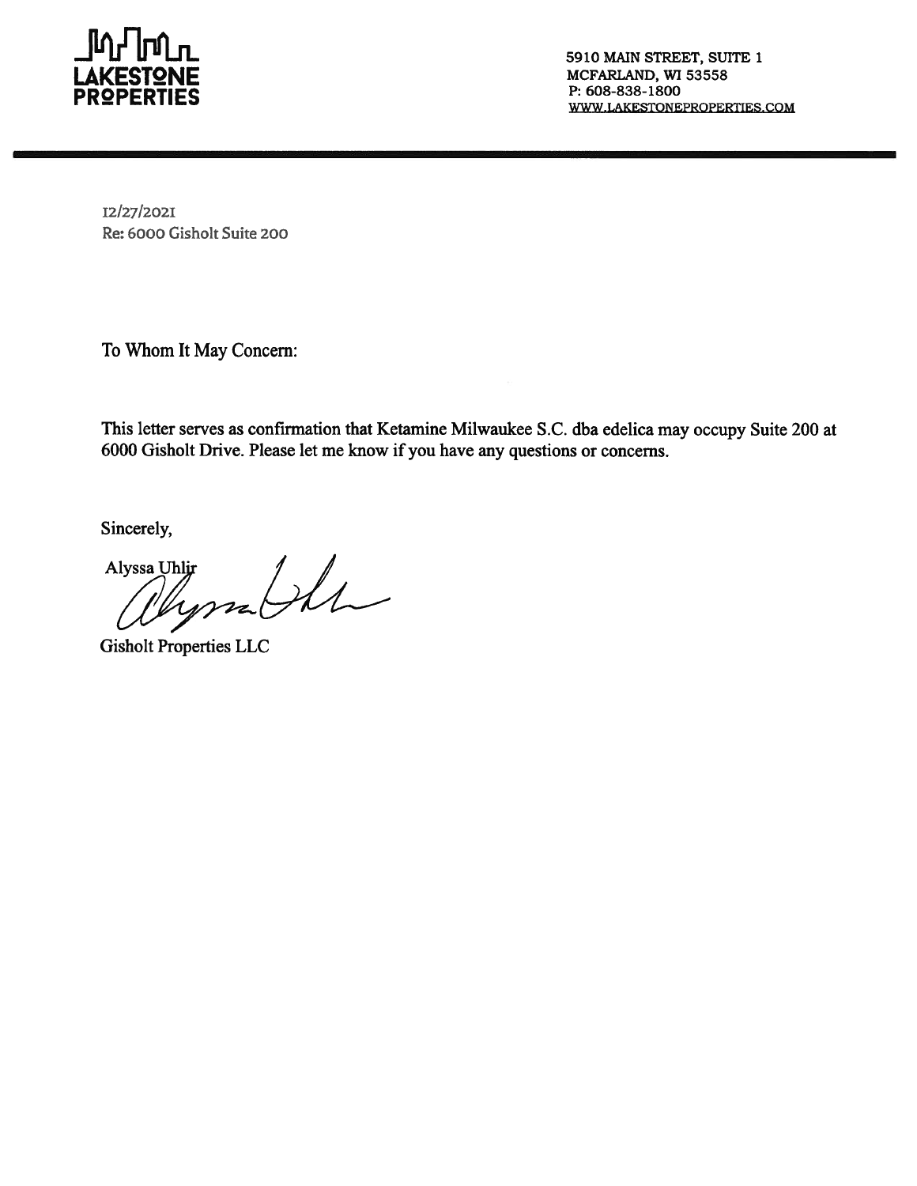LAKESTONE PROPERTIES

5910 MAIN STREET, SUITE 1
MCFARLAND, WI 53558
P: 608-838-1800
WWW.LAKESTONEPROPERTIES.COM

12/27/2021
Re: 6000 Gisholt Suite 200

To Whom It May Concern:

This letter serves as confirmation that Ketamine Milwaukee S.C. dba edelica may occupy Suite 200 at 6000 Gisholt Drive. Please let me know if you have any questions or concerns.

Sincerely,

Alyssa Uhlir

Gisholt Properties LLC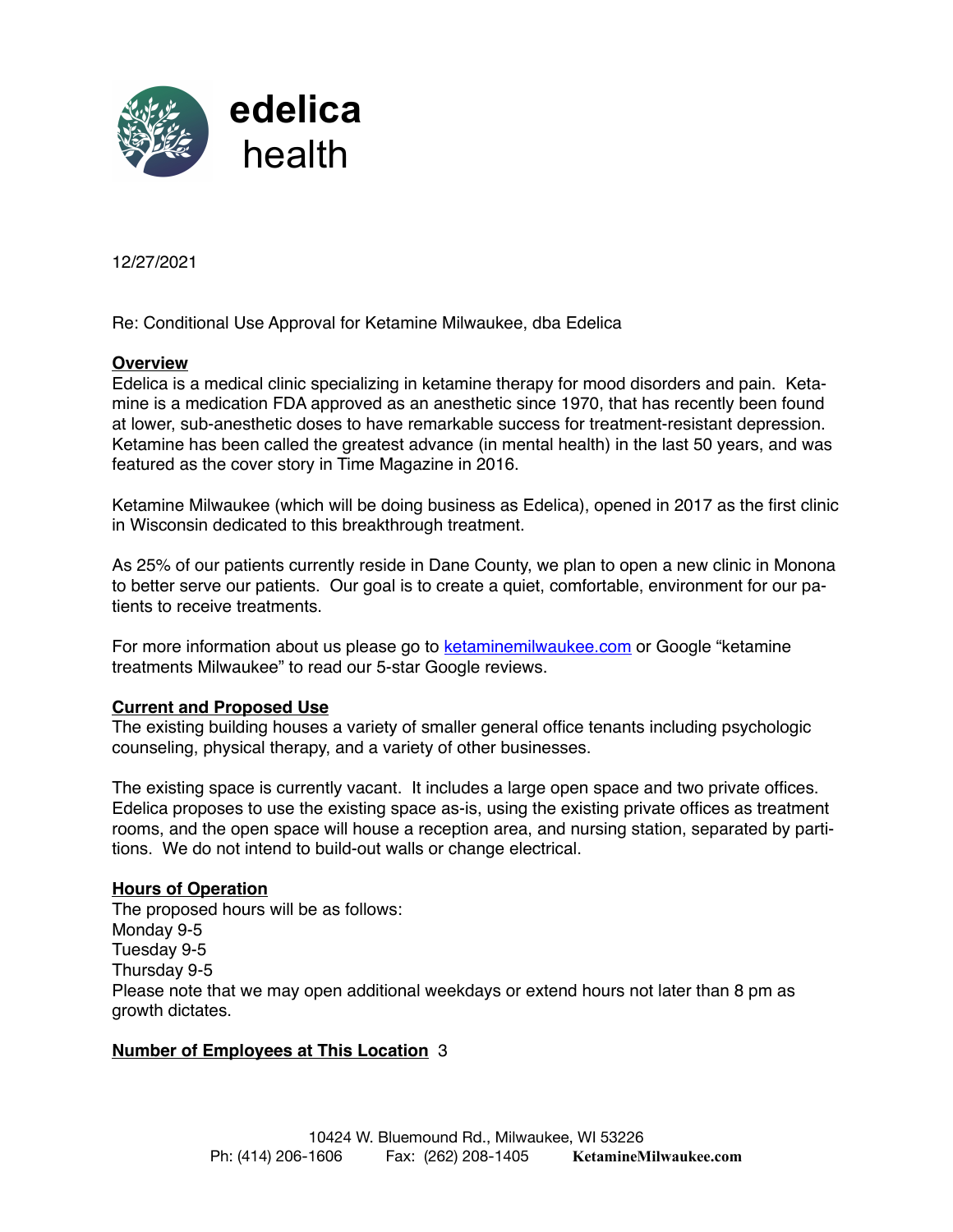**edelica health**

12/27/2021

Re: Conditional Use Approval for Ketamine Milwaukee, dba Edelica

**Overview**

Edelica is a medical clinic specializing in ketamine therapy for mood disorders and pain. Ketamine is a medication FDA approved as an anesthetic since 1970, that has recently been found at lower, sub-anesthetic doses to have remarkable success for treatment-resistant depression. Ketamine has been called the greatest advance (in mental health) in the last 50 years, and was featured as the cover story in Time Magazine in 2016.

Ketamine Milwaukee (which will be doing business as Edelica), opened in 2017 as the first clinic in Wisconsin dedicated to this breakthrough treatment.

As 25% of our patients currently reside in Dane County, we plan to open a new clinic in Monona to better serve our patients. Our goal is to create a quiet, comfortable, environment for our patients to receive treatments.

For more information about us please go to ketaminemilwaukee.com or Google "ketamine treatments Milwaukee" to read our 5-star Google reviews.

**Current and Proposed Use**

The existing building houses a variety of smaller general office tenants including psychologic counseling, physical therapy, and a variety of other businesses.

The existing space is currently vacant. It includes a large open space and two private offices. Edelica proposes to use the existing space as-is, using the existing private offices as treatment rooms, and the open space will house a reception area, and nursing station, separated by partitions. We do not intend to build-out walls or change electrical.

**Hours of Operation**

The proposed hours will be as follows:
Monday 9-5
Tuesday 9-5
Thursday 9-5
Please note that we may open additional weekdays or extend hours not later than 8 pm as growth dictates.

**Number of Employees at This Location** 3

10424 W. Bluemound Rd., Milwaukee, WI 53226
Ph: (414) 206-1606 Fax: (262) 208-1405 **KetamineMilwaukee.com**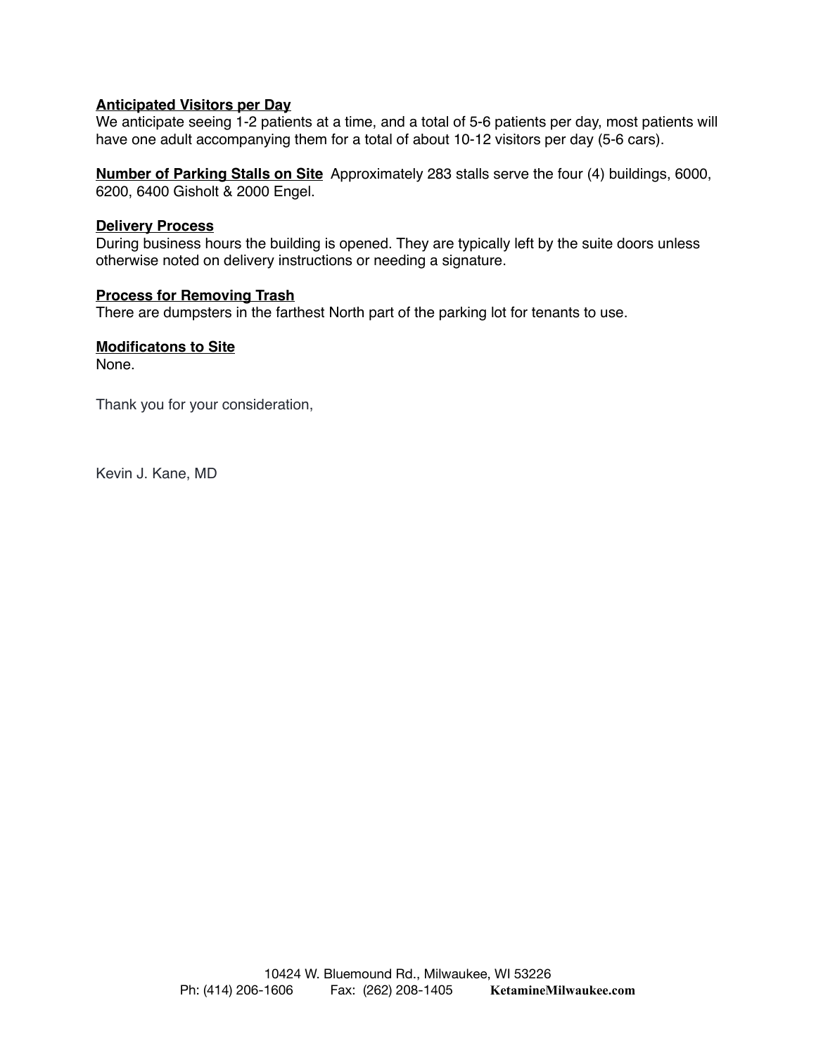**Anticipated Visitors per Day**
We anticipate seeing 1-2 patients at a time, and a total of 5-6 patients per day, most patients will have one adult accompanying them for a total of about 10-12 visitors per day (5-6 cars).

**Number of Parking Stalls on Site** Approximately 283 stalls serve the four (4) buildings, 6000, 6200, 6400 Gisholt & 2000 Engel.

**Delivery Process**
During business hours the building is opened. They are typically left by the suite doors unless otherwise noted on delivery instructions or needing a signature.

**Process for Removing Trash**
There are dumpsters in the farthest North part of the parking lot for tenants to use.

**Modificatons to Site**
None.

Thank you for your consideration,

Kevin J. Kane, MD

10424 W. Bluemound Rd., Milwaukee, WI 53226
Ph: (414) 206-1606 Fax: (262) 208-1405 **KetamineMilwaukee.com**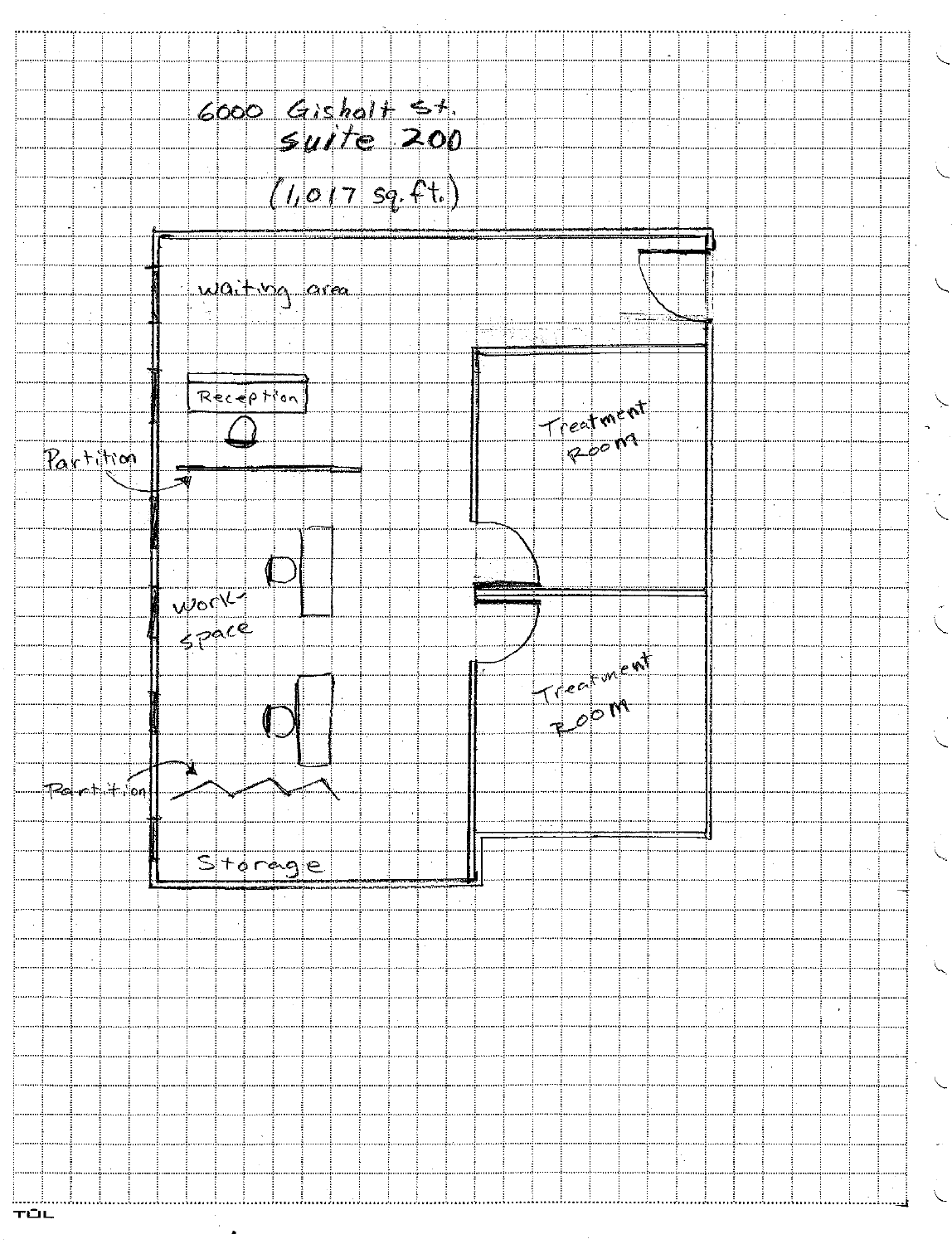6000 Gisholt St.

suite 200

(1,017 sq. ft.)

waiting area

Reception

Partition

Treatment Room

work-space

Treatment Room

Partition

Storage